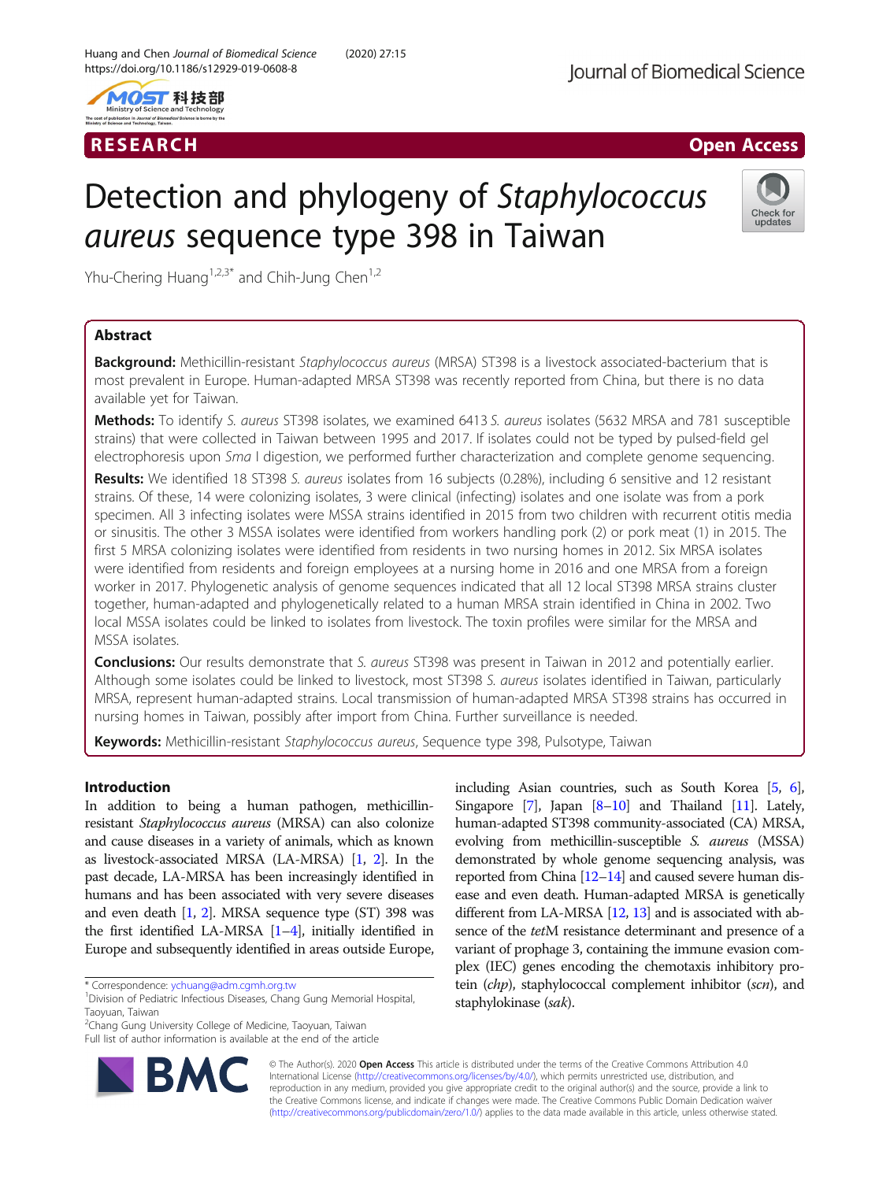# Detection and phylogeny of *Staphylococcus aureus* sequence type 398 in Taiwan

Yhu-Chering Huang[1,2,3*] and Chih-Jung Chen[1,2]

## Abstract

**Background:** Methicillin-resistant *Staphylococcus aureus* (MRSA) ST398 is a livestock associated-bacterium that is most prevalent in Europe. Human-adapted MRSA ST398 was recently reported from China, but there is no data available yet for Taiwan.

**Methods:** To identify *S. aureus* ST398 isolates, we examined 6413 *S. aureus* isolates (5632 MRSA and 781 susceptible strains) that were collected in Taiwan between 1995 and 2017. If isolates could not be typed by pulsed-field gel electrophoresis upon *Sma* I digestion, we performed further characterization and complete genome sequencing.

**Results:** We identified 18 ST398 *S. aureus* isolates from 16 subjects (0.28%), including 6 sensitive and 12 resistant strains. Of these, 14 were colonizing isolates, 3 were clinical (infecting) isolates and one isolate was from a pork specimen. All 3 infecting isolates were MSSA strains identified in 2015 from two children with recurrent otitis media or sinusitis. The other 3 MSSA isolates were identified from workers handling pork (2) or pork meat (1) in 2015. The first 5 MRSA colonizing isolates were identified from residents in two nursing homes in 2012. Six MRSA isolates were identified from residents and foreign employees at a nursing home in 2016 and one MRSA from a foreign worker in 2017. Phylogenetic analysis of genome sequences indicated that all 12 local ST398 MRSA strains cluster together, human-adapted and phylogenetically related to a human MRSA strain identified in China in 2002. Two local MSSA isolates could be linked to isolates from livestock. The toxin profiles were similar for the MRSA and MSSA isolates.

**Conclusions:** Our results demonstrate that *S. aureus* ST398 was present in Taiwan in 2012 and potentially earlier. Although some isolates could be linked to livestock, most ST398 *S. aureus* isolates identified in Taiwan, particularly MRSA, represent human-adapted strains. Local transmission of human-adapted MRSA ST398 strains has occurred in nursing homes in Taiwan, possibly after import from China. Further surveillance is needed.

**Keywords:** Methicillin-resistant *Staphylococcus aureus*, Sequence type 398, Pulsotype, Taiwan

## Introduction

In addition to being a human pathogen, methicillin-resistant *Staphylococcus aureus* (MRSA) can also colonize and cause diseases in a variety of animals, which as known as livestock-associated MRSA (LA-MRSA) [1, 2]. In the past decade, LA-MRSA has been increasingly identified in humans and has been associated with very severe diseases and even death [1, 2]. MRSA sequence type (ST) 398 was the first identified LA-MRSA [1–4], initially identified in Europe and subsequently identified in areas outside Europe, including Asian countries, such as South Korea [5, 6], Singapore [7], Japan [8–10] and Thailand [11]. Lately, human-adapted ST398 community-associated (CA) MRSA, evolving from methicillin-susceptible *S. aureus* (MSSA) demonstrated by whole genome sequencing analysis, was reported from China [12–14] and caused severe human disease and even death. Human-adapted MRSA is genetically different from LA-MRSA [12, 13] and is associated with absence of the *tet*M resistance determinant and presence of a variant of prophage 3, containing the immune evasion complex (IEC) genes encoding the chemotaxis inhibitory protein (*chp*), staphylococcal complement inhibitor (*scn*), and staphylokinase (*sak*).

\* Correspondence: ychuang@adm.cgmh.org.tw
[1]Division of Pediatric Infectious Diseases, Chang Gung Memorial Hospital, Taoyuan, Taiwan
[2]Chang Gung University College of Medicine, Taoyuan, Taiwan
Full list of author information is available at the end of the article

© The Author(s). 2020 **Open Access** This article is distributed under the terms of the Creative Commons Attribution 4.0 International License (http://creativecommons.org/licenses/by/4.0/), which permits unrestricted use, distribution, and reproduction in any medium, provided you give appropriate credit to the original author(s) and the source, provide a link to the Creative Commons license, and indicate if changes were made. The Creative Commons Public Domain Dedication waiver (http://creativecommons.org/publicdomain/zero/1.0/) applies to the data made available in this article, unless otherwise stated.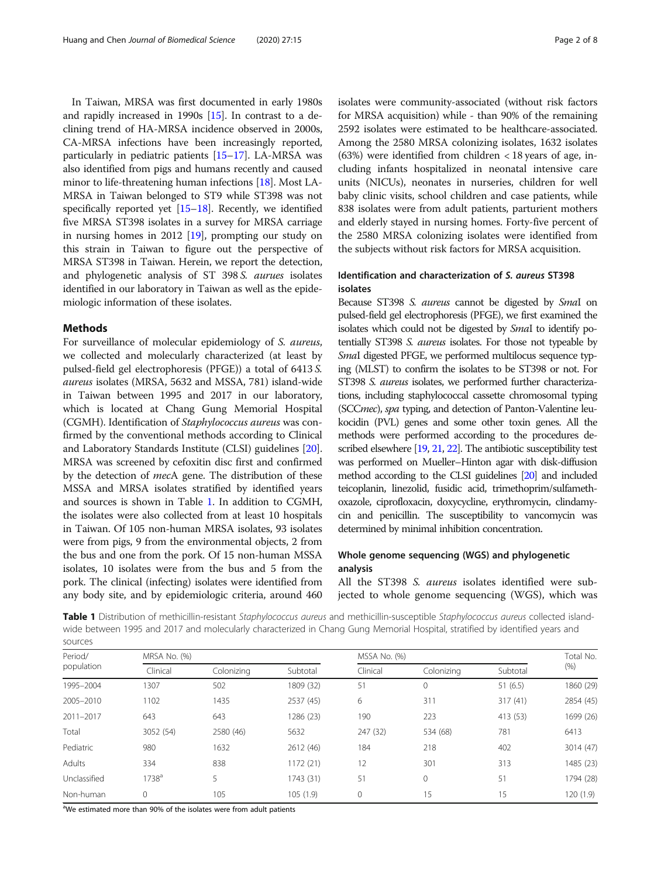In Taiwan, MRSA was first documented in early 1980s and rapidly increased in 1990s [15]. In contrast to a declining trend of HA-MRSA incidence observed in 2000s, CA-MRSA infections have been increasingly reported, particularly in pediatric patients [15–17]. LA-MRSA was also identified from pigs and humans recently and caused minor to life-threatening human infections [18]. Most LA-MRSA in Taiwan belonged to ST9 while ST398 was not specifically reported yet [15–18]. Recently, we identified five MRSA ST398 isolates in a survey for MRSA carriage in nursing homes in 2012 [19], prompting our study on this strain in Taiwan to figure out the perspective of MRSA ST398 in Taiwan. Herein, we report the detection, and phylogenetic analysis of ST 398 *S. aurues* isolates identified in our laboratory in Taiwan as well as the epidemiologic information of these isolates.

## Methods

For surveillance of molecular epidemiology of *S. aureus*, we collected and molecularly characterized (at least by pulsed-field gel electrophoresis (PFGE)) a total of 6413 *S. aureus* isolates (MRSA, 5632 and MSSA, 781) island-wide in Taiwan between 1995 and 2017 in our laboratory, which is located at Chang Gung Memorial Hospital (CGMH). Identification of *Staphylococcus aureus* was confirmed by the conventional methods according to Clinical and Laboratory Standards Institute (CLSI) guidelines [20]. MRSA was screened by cefoxitin disc first and confirmed by the detection of *mec*A gene. The distribution of these MSSA and MRSA isolates stratified by identified years and sources is shown in Table 1. In addition to CGMH, the isolates were also collected from at least 10 hospitals in Taiwan. Of 105 non-human MRSA isolates, 93 isolates were from pigs, 9 from the environmental objects, 2 from the bus and one from the pork. Of 15 non-human MSSA isolates, 10 isolates were from the bus and 5 from the pork. The clinical (infecting) isolates were identified from any body site, and by epidemiologic criteria, around 460 isolates were community-associated (without risk factors for MRSA acquisition) while - than 90% of the remaining 2592 isolates were estimated to be healthcare-associated. Among the 2580 MRSA colonizing isolates, 1632 isolates (63%) were identified from children < 18 years of age, including infants hospitalized in neonatal intensive care units (NICUs), neonates in nurseries, children for well baby clinic visits, school children and case patients, while 838 isolates were from adult patients, parturient mothers and elderly stayed in nursing homes. Forty-five percent of the 2580 MRSA colonizing isolates were identified from the subjects without risk factors for MRSA acquisition.

### Identification and characterization of *S. aureus* ST398 isolates

Because ST398 *S. aureus* cannot be digested by *Sma*I on pulsed-field gel electrophoresis (PFGE), we first examined the isolates which could not be digested by *Sma*I to identify potentially ST398 *S. aureus* isolates. For those not typeable by *Sma*I digested PFGE, we performed multilocus sequence typing (MLST) to confirm the isolates to be ST398 or not. For ST398 *S. aureus* isolates, we performed further characterizations, including staphylococcal cassette chromosomal typing (SCC*mec*), *spa* typing, and detection of Panton-Valentine leukocidin (PVL) genes and some other toxin genes. All the methods were performed according to the procedures described elsewhere [19, 21, 22]. The antibiotic susceptibility test was performed on Mueller–Hinton agar with disk-diffusion method according to the CLSI guidelines [20] and included teicoplanin, linezolid, fusidic acid, trimethoprim/sulfamethoxazole, ciprofloxacin, doxycycline, erythromycin, clindamycin and penicillin. The susceptibility to vancomycin was determined by minimal inhibition concentration.

### Whole genome sequencing (WGS) and phylogenetic analysis

All the ST398 *S. aureus* isolates identified were subjected to whole genome sequencing (WGS), which was

**Table 1** Distribution of methicillin-resistant *Staphylococcus aureus* and methicillin-susceptible *Staphylococcus aureus* collected island-wide between 1995 and 2017 and molecularly characterized in Chang Gung Memorial Hospital, stratified by identified years and sources

| Period/ population | MRSA No. (%) | | | MSSA No. (%) | | | Total No. (%) |
|---|---|---|---|---|---|---|---|
| | Clinical | Colonizing | Subtotal | Clinical | Colonizing | Subtotal | |
| 1995–2004 | 1307 | 502 | 1809 (32) | 51 | 0 | 51 (6.5) | 1860 (29) |
| 2005–2010 | 1102 | 1435 | 2537 (45) | 6 | 311 | 317 (41) | 2854 (45) |
| 2011–2017 | 643 | 643 | 1286 (23) | 190 | 223 | 413 (53) | 1699 (26) |
| Total | 3052 (54) | 2580 (46) | 5632 | 247 (32) | 534 (68) | 781 | 6413 |
| Pediatric | 980 | 1632 | 2612 (46) | 184 | 218 | 402 | 3014 (47) |
| Adults | 334 | 838 | 1172 (21) | 12 | 301 | 313 | 1485 (23) |
| Unclassified | 1738[a] | 5 | 1743 (31) | 51 | 0 | 51 | 1794 (28) |
| Non-human | 0 | 105 | 105 (1.9) | 0 | 15 | 15 | 120 (1.9) |

[a]We estimated more than 90% of the isolates were from adult patients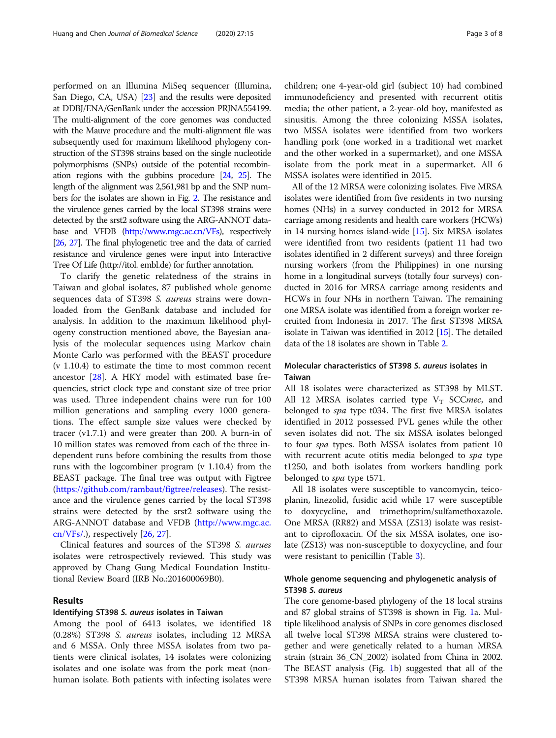performed on an Illumina MiSeq sequencer (Illumina, San Diego, CA, USA) [23] and the results were deposited at DDBJ/ENA/GenBank under the accession PRJNA554199. The multi-alignment of the core genomes was conducted with the Mauve procedure and the multi-alignment file was subsequently used for maximum likelihood phylogeny construction of the ST398 strains based on the single nucleotide polymorphisms (SNPs) outside of the potential recombination regions with the gubbins procedure [24, 25]. The length of the alignment was 2,561,981 bp and the SNP numbers for the isolates are shown in Fig. 2. The resistance and the virulence genes carried by the local ST398 strains were detected by the srst2 software using the ARG-ANNOT database and VFDB (http://www.mgc.ac.cn/VFs), respectively [26, 27]. The final phylogenetic tree and the data of carried resistance and virulence genes were input into Interactive Tree Of Life (http://itol. embl.de) for further annotation.

To clarify the genetic relatedness of the strains in Taiwan and global isolates, 87 published whole genome sequences data of ST398 *S. aureus* strains were downloaded from the GenBank database and included for analysis. In addition to the maximum likelihood phylogeny construction mentioned above, the Bayesian analysis of the molecular sequences using Markov chain Monte Carlo was performed with the BEAST procedure (v 1.10.4) to estimate the time to most common recent ancestor [28]. A HKY model with estimated base frequencies, strict clock type and constant size of tree prior was used. Three independent chains were run for 100 million generations and sampling every 1000 generations. The effect sample size values were checked by tracer (v1.7.1) and were greater than 200. A burn-in of 10 million states was removed from each of the three independent runs before combining the results from those runs with the logcombiner program (v 1.10.4) from the BEAST package. The final tree was output with Figtree (https://github.com/rambaut/figtree/releases). The resistance and the virulence genes carried by the local ST398 strains were detected by the srst2 software using the ARG-ANNOT database and VFDB (http://www.mgc.ac.cn/VFs/.), respectively [26, 27].

Clinical features and sources of the ST398 *S. aurues* isolates were retrospectively reviewed. This study was approved by Chang Gung Medical Foundation Institutional Review Board (IRB No.:201600069B0).

## Results

### Identifying ST398 *S. aureus* isolates in Taiwan

Among the pool of 6413 isolates, we identified 18 (0.28%) ST398 *S. aureus* isolates, including 12 MRSA and 6 MSSA. Only three MSSA isolates from two patients were clinical isolates, 14 isolates were colonizing isolates and one isolate was from the pork meat (nonhuman isolate. Both patients with infecting isolates were children; one 4-year-old girl (subject 10) had combined immunodeficiency and presented with recurrent otitis media; the other patient, a 2-year-old boy, manifested as sinusitis. Among the three colonizing MSSA isolates, two MSSA isolates were identified from two workers handling pork (one worked in a traditional wet market and the other worked in a supermarket), and one MSSA isolate from the pork meat in a supermarket. All 6 MSSA isolates were identified in 2015.

All of the 12 MRSA were colonizing isolates. Five MRSA isolates were identified from five residents in two nursing homes (NHs) in a survey conducted in 2012 for MRSA carriage among residents and health care workers (HCWs) in 14 nursing homes island-wide [15]. Six MRSA isolates were identified from two residents (patient 11 had two isolates identified in 2 different surveys) and three foreign nursing workers (from the Philippines) in one nursing home in a longitudinal surveys (totally four surveys) conducted in 2016 for MRSA carriage among residents and HCWs in four NHs in northern Taiwan. The remaining one MRSA isolate was identified from a foreign worker recruited from Indonesia in 2017. The first ST398 MRSA isolate in Taiwan was identified in 2012 [15]. The detailed data of the 18 isolates are shown in Table 2.

### Molecular characteristics of ST398 *S. aureus* isolates in Taiwan

All 18 isolates were characterized as ST398 by MLST. All 12 MRSA isolates carried type $V_T$ SCC*mec*, and belonged to *spa* type t034. The first five MRSA isolates identified in 2012 possessed PVL genes while the other seven isolates did not. The six MSSA isolates belonged to four *spa* types. Both MSSA isolates from patient 10 with recurrent acute otitis media belonged to *spa* type t1250, and both isolates from workers handling pork belonged to *spa* type t571.

All 18 isolates were susceptible to vancomycin, teicoplanin, linezolid, fusidic acid while 17 were susceptible to doxycycline, and trimethoprim/sulfamethoxazole. One MRSA (RR82) and MSSA (ZS13) isolate was resistant to ciprofloxacin. Of the six MSSA isolates, one isolate (ZS13) was non-susceptible to doxycycline, and four were resistant to penicillin (Table 3).

### Whole genome sequencing and phylogenetic analysis of ST398 *S. aureus*

The core genome-based phylogeny of the 18 local strains and 87 global strains of ST398 is shown in Fig. 1a. Multiple likelihood analysis of SNPs in core genomes disclosed all twelve local ST398 MRSA strains were clustered together and were genetically related to a human MRSA strain (strain 36_CN_2002) isolated from China in 2002. The BEAST analysis (Fig. 1b) suggested that all of the ST398 MRSA human isolates from Taiwan shared the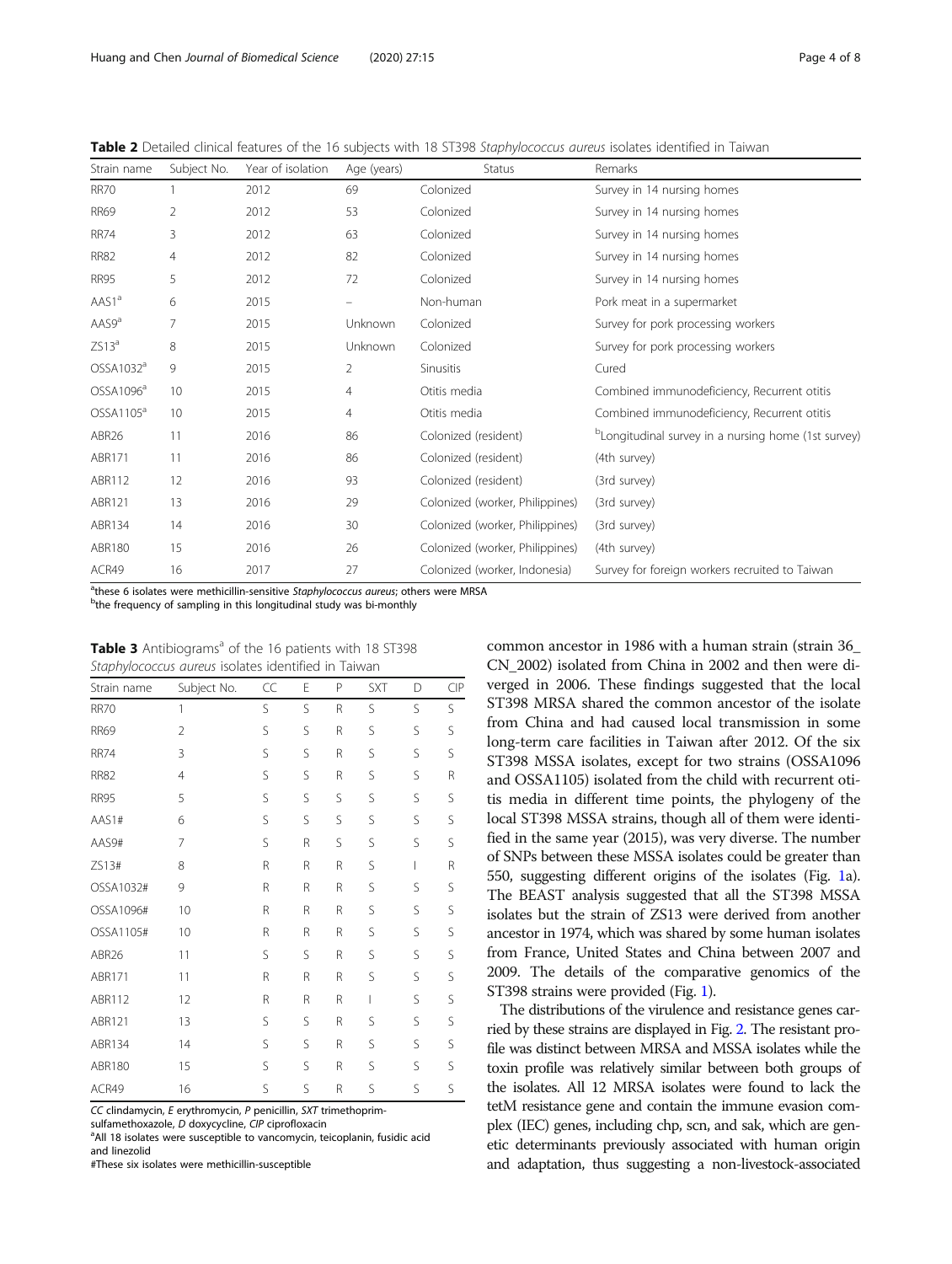**Table 2** Detailed clinical features of the 16 subjects with 18 ST398 *Staphylococcus aureus* isolates identified in Taiwan

| Strain name | Subject No. | Year of isolation | Age (years) | Status | Remarks |
|---|---|---|---|---|---|
| RR70 | 1 | 2012 | 69 | Colonized | Survey in 14 nursing homes |
| RR69 | 2 | 2012 | 53 | Colonized | Survey in 14 nursing homes |
| RR74 | 3 | 2012 | 63 | Colonized | Survey in 14 nursing homes |
| RR82 | 4 | 2012 | 82 | Colonized | Survey in 14 nursing homes |
| RR95 | 5 | 2012 | 72 | Colonized | Survey in 14 nursing homes |
| AAS1[a] | 6 | 2015 | – | Non-human | Pork meat in a supermarket |
| AAS9[a] | 7 | 2015 | Unknown | Colonized | Survey for pork processing workers |
| ZS13[a] | 8 | 2015 | Unknown | Colonized | Survey for pork processing workers |
| OSSA1032[a] | 9 | 2015 | 2 | Sinusitis | Cured |
| OSSA1096[a] | 10 | 2015 | 4 | Otitis media | Combined immunodeficiency, Recurrent otitis |
| OSSA1105[a] | 10 | 2015 | 4 | Otitis media | Combined immunodeficiency, Recurrent otitis |
| ABR26 | 11 | 2016 | 86 | Colonized (resident) | [b]Longitudinal survey in a nursing home (1st survey) |
| ABR171 | 11 | 2016 | 86 | Colonized (resident) | (4th survey) |
| ABR112 | 12 | 2016 | 93 | Colonized (resident) | (3rd survey) |
| ABR121 | 13 | 2016 | 29 | Colonized (worker, Philippines) | (3rd survey) |
| ABR134 | 14 | 2016 | 30 | Colonized (worker, Philippines) | (3rd survey) |
| ABR180 | 15 | 2016 | 26 | Colonized (worker, Philippines) | (4th survey) |
| ACR49 | 16 | 2017 | 27 | Colonized (worker, Indonesia) | Survey for foreign workers recruited to Taiwan |

[a]these 6 isolates were methicillin-sensitive *Staphylococcus aureus*; others were MRSA
[b]the frequency of sampling in this longitudinal study was bi-monthly

**Table 3** Antibiograms[a] of the 16 patients with 18 ST398 *Staphylococcus aureus* isolates identified in Taiwan

| Strain name | Subject No. | CC | E | P | SXT | D | CIP |
|---|---|---|---|---|---|---|---|
| RR70 | 1 | S | S | R | S | S | S |
| RR69 | 2 | S | S | R | S | S | S |
| RR74 | 3 | S | S | R | S | S | S |
| RR82 | 4 | S | S | R | S | S | R |
| RR95 | 5 | S | S | S | S | S | S |
| AAS1# | 6 | S | S | S | S | S | S |
| AAS9# | 7 | S | R | S | S | S | S |
| ZS13# | 8 | R | R | R | S | I | R |
| OSSA1032# | 9 | R | R | R | S | S | S |
| OSSA1096# | 10 | R | R | R | S | S | S |
| OSSA1105# | 10 | R | R | R | S | S | S |
| ABR26 | 11 | S | S | R | S | S | S |
| ABR171 | 11 | R | R | R | S | S | S |
| ABR112 | 12 | R | R | R | I | S | S |
| ABR121 | 13 | S | S | R | S | S | S |
| ABR134 | 14 | S | S | R | S | S | S |
| ABR180 | 15 | S | S | R | S | S | S |
| ACR49 | 16 | S | S | R | S | S | S |

*CC* clindamycin, *E* erythromycin, *P* penicillin, *SXT* trimethoprim-sulfamethoxazole, *D* doxycycline, *CIP* ciprofloxacin
[a]All 18 isolates were susceptible to vancomycin, teicoplanin, fusidic acid and linezolid
#These six isolates were methicillin-susceptible

common ancestor in 1986 with a human strain (strain 36_CN_2002) isolated from China in 2002 and then were diverged in 2006. These findings suggested that the local ST398 MRSA shared the common ancestor of the isolate from China and had caused local transmission in some long-term care facilities in Taiwan after 2012. Of the six ST398 MSSA isolates, except for two strains (OSSA1096 and OSSA1105) isolated from the child with recurrent otitis media in different time points, the phylogeny of the local ST398 MSSA strains, though all of them were identified in the same year (2015), was very diverse. The number of SNPs between these MSSA isolates could be greater than 550, suggesting different origins of the isolates (Fig. 1a). The BEAST analysis suggested that all the ST398 MSSA isolates but the strain of ZS13 were derived from another ancestor in 1974, which was shared by some human isolates from France, United States and China between 2007 and 2009. The details of the comparative genomics of the ST398 strains were provided (Fig. 1).

The distributions of the virulence and resistance genes carried by these strains are displayed in Fig. 2. The resistant profile was distinct between MRSA and MSSA isolates while the toxin profile was relatively similar between both groups of the isolates. All 12 MRSA isolates were found to lack the tetM resistance gene and contain the immune evasion complex (IEC) genes, including chp, scn, and sak, which are genetic determinants previously associated with human origin and adaptation, thus suggesting a non-livestock-associated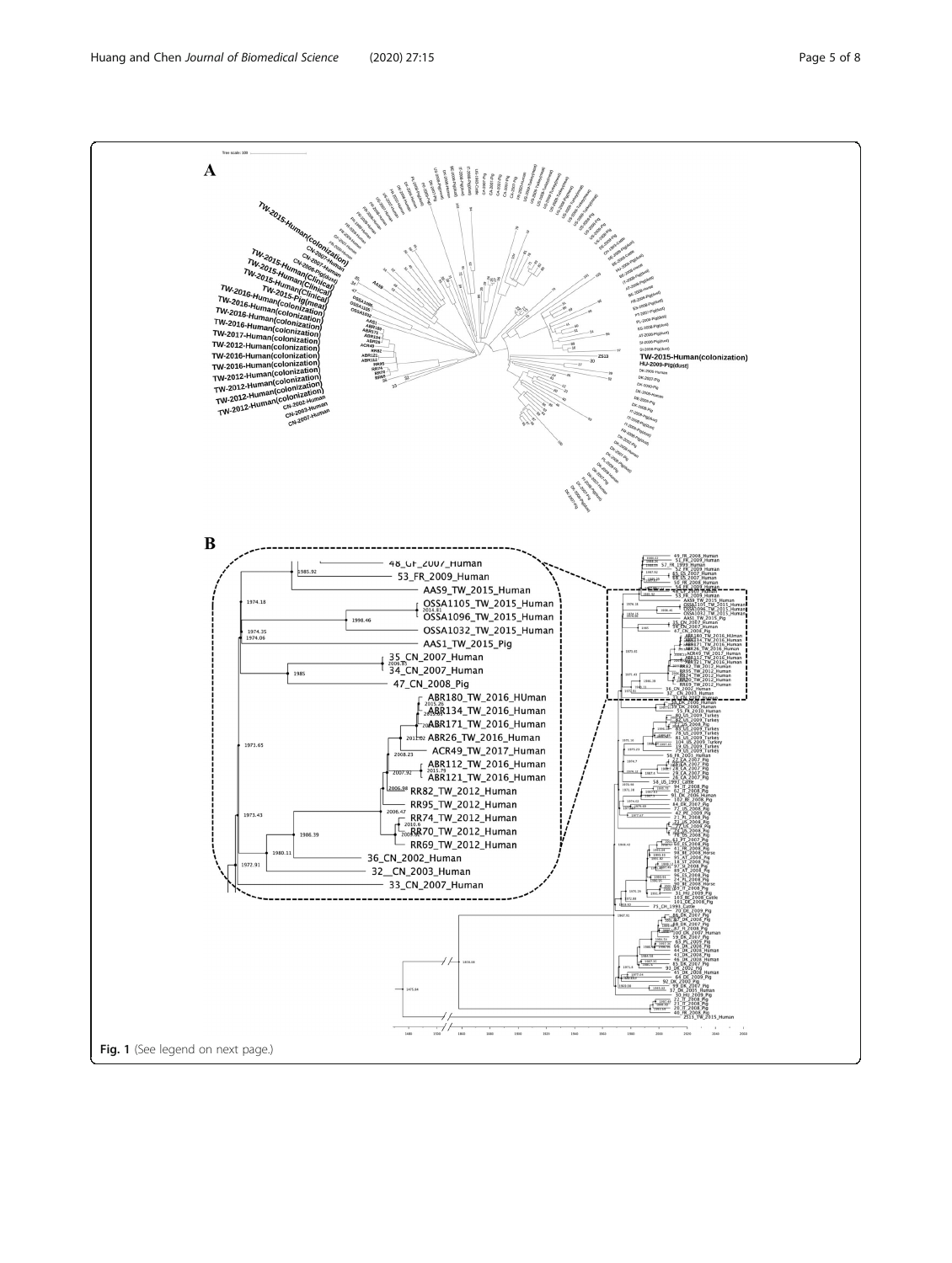**Fig. 1** (See legend on next page.)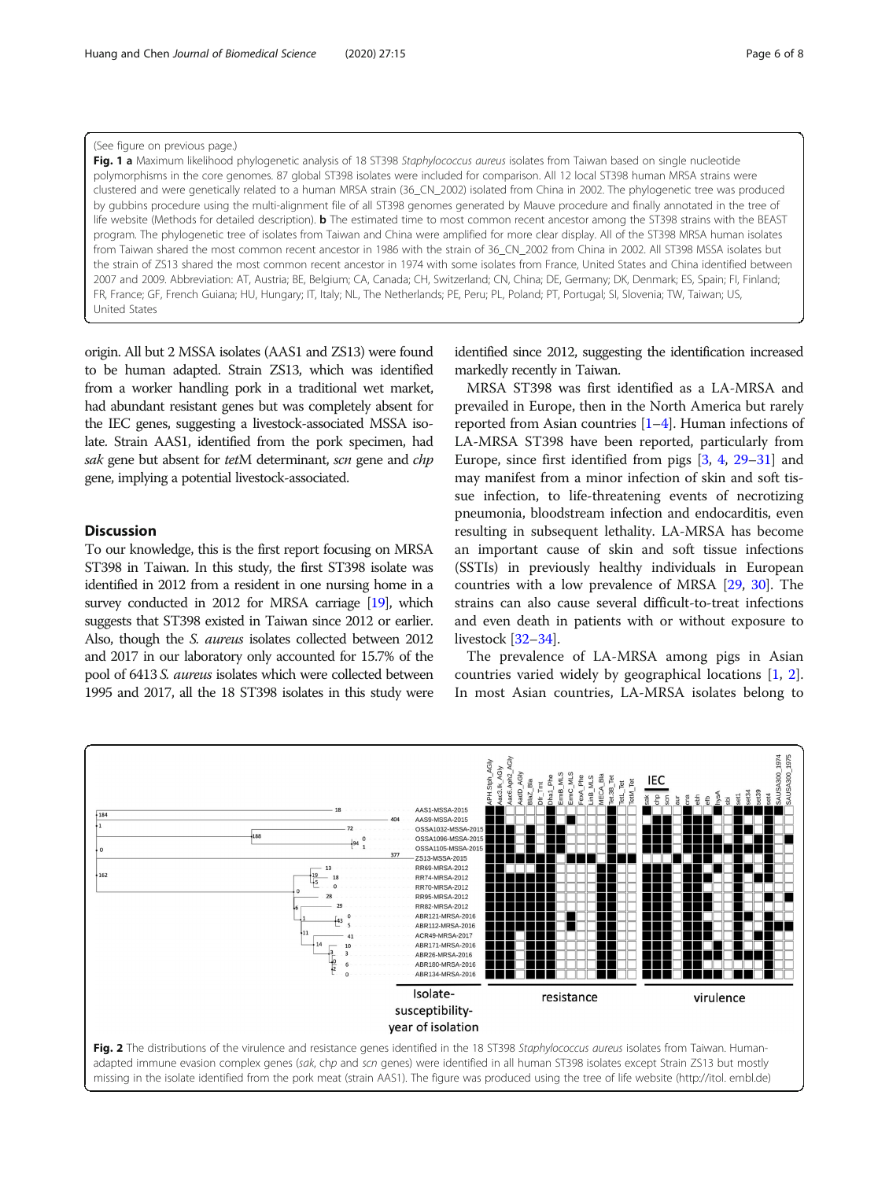(See figure on previous page.)

**Fig. 1 a** Maximum likelihood phylogenetic analysis of 18 ST398 *Staphylococcus aureus* isolates from Taiwan based on single nucleotide polymorphisms in the core genomes. 87 global ST398 isolates were included for comparison. All 12 local ST398 human MRSA strains were clustered and were genetically related to a human MRSA strain (36_CN_2002) isolated from China in 2002. The phylogenetic tree was produced by gubbins procedure using the multi-alignment file of all ST398 genomes generated by Mauve procedure and finally annotated in the tree of life website (Methods for detailed description). **b** The estimated time to most common recent ancestor among the ST398 strains with the BEAST program. The phylogenetic tree of isolates from Taiwan and China were amplified for more clear display. All of the ST398 MRSA human isolates from Taiwan shared the most common recent ancestor in 1986 with the strain of 36_CN_2002 from China in 2002. All ST398 MSSA isolates but the strain of ZS13 shared the most common recent ancestor in 1974 with some isolates from France, United States and China identified between 2007 and 2009. Abbreviation: AT, Austria; BE, Belgium; CA, Canada; CH, Switzerland; CN, China; DE, Germany; DK, Denmark; ES, Spain; FI, Finland; FR, France; GF, French Guiana; HU, Hungary; IT, Italy; NL, The Netherlands; PE, Peru; PL, Poland; PT, Portugal; SI, Slovenia; TW, Taiwan; US, United States

origin. All but 2 MSSA isolates (AAS1 and ZS13) were found to be human adapted. Strain ZS13, which was identified from a worker handling pork in a traditional wet market, had abundant resistant genes but was completely absent for the IEC genes, suggesting a livestock-associated MSSA isolate. Strain AAS1, identified from the pork specimen, had *sak* gene but absent for *tet*M determinant, *scn* gene and *chp* gene, implying a potential livestock-associated.

## Discussion

To our knowledge, this is the first report focusing on MRSA ST398 in Taiwan. In this study, the first ST398 isolate was identified in 2012 from a resident in one nursing home in a survey conducted in 2012 for MRSA carriage [19], which suggests that ST398 existed in Taiwan since 2012 or earlier. Also, though the *S. aureus* isolates collected between 2012 and 2017 in our laboratory only accounted for 15.7% of the pool of 6413 *S. aureus* isolates which were collected between 1995 and 2017, all the 18 ST398 isolates in this study were identified since 2012, suggesting the identification increased markedly recently in Taiwan.

MRSA ST398 was first identified as a LA-MRSA and prevailed in Europe, then in the North America but rarely reported from Asian countries [1–4]. Human infections of LA-MRSA ST398 have been reported, particularly from Europe, since first identified from pigs [3, 4, 29–31] and may manifest from a minor infection of skin and soft tissue infection, to life-threatening events of necrotizing pneumonia, bloodstream infection and endocarditis, even resulting in subsequent lethality. LA-MRSA has become an important cause of skin and soft tissue infections (SSTIs) in previously healthy individuals in European countries with a low prevalence of MRSA [29, 30]. The strains can also cause several difficult-to-treat infections and even death in patients with or without exposure to livestock [32–34].

The prevalence of LA-MRSA among pigs in Asian countries varied widely by geographical locations [1, 2]. In most Asian countries, LA-MRSA isolates belong to

**Fig. 2** The distributions of the virulence and resistance genes identified in the 18 ST398 *Staphylococcus aureus* isolates from Taiwan. Human-adapted immune evasion complex genes (*sak*, chp and *scn* genes) were identified in all human ST398 isolates except Strain ZS13 but mostly missing in the isolate identified from the pork meat (strain AAS1). The figure was produced using the tree of life website (http://itol. embl.de)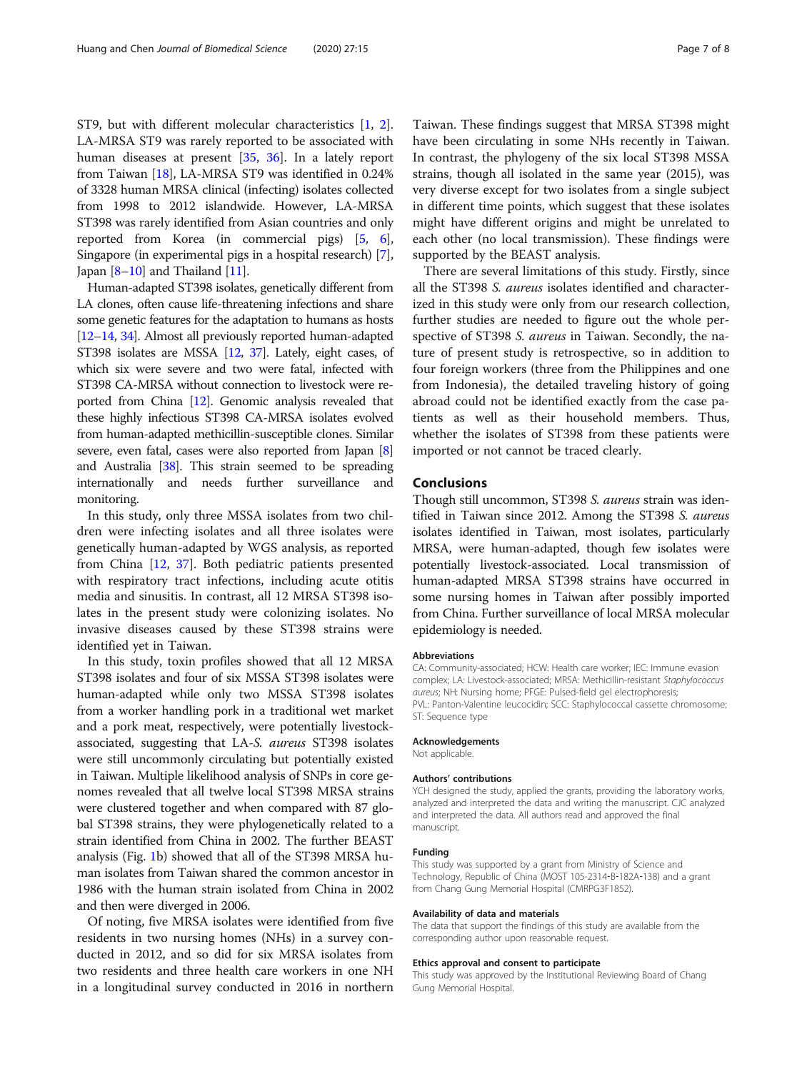ST9, but with different molecular characteristics [1, 2]. LA-MRSA ST9 was rarely reported to be associated with human diseases at present [35, 36]. In a lately report from Taiwan [18], LA-MRSA ST9 was identified in 0.24% of 3328 human MRSA clinical (infecting) isolates collected from 1998 to 2012 islandwide. However, LA-MRSA ST398 was rarely identified from Asian countries and only reported from Korea (in commercial pigs) [5, 6], Singapore (in experimental pigs in a hospital research) [7], Japan [8–10] and Thailand [11].

Human-adapted ST398 isolates, genetically different from LA clones, often cause life-threatening infections and share some genetic features for the adaptation to humans as hosts [12–14, 34]. Almost all previously reported human-adapted ST398 isolates are MSSA [12, 37]. Lately, eight cases, of which six were severe and two were fatal, infected with ST398 CA-MRSA without connection to livestock were reported from China [12]. Genomic analysis revealed that these highly infectious ST398 CA-MRSA isolates evolved from human-adapted methicillin-susceptible clones. Similar severe, even fatal, cases were also reported from Japan [8] and Australia [38]. This strain seemed to be spreading internationally and needs further surveillance and monitoring.

In this study, only three MSSA isolates from two children were infecting isolates and all three isolates were genetically human-adapted by WGS analysis, as reported from China [12, 37]. Both pediatric patients presented with respiratory tract infections, including acute otitis media and sinusitis. In contrast, all 12 MRSA ST398 isolates in the present study were colonizing isolates. No invasive diseases caused by these ST398 strains were identified yet in Taiwan.

In this study, toxin profiles showed that all 12 MRSA ST398 isolates and four of six MSSA ST398 isolates were human-adapted while only two MSSA ST398 isolates from a worker handling pork in a traditional wet market and a pork meat, respectively, were potentially livestock-associated, suggesting that LA-*S. aureus* ST398 isolates were still uncommonly circulating but potentially existed in Taiwan. Multiple likelihood analysis of SNPs in core genomes revealed that all twelve local ST398 MRSA strains were clustered together and when compared with 87 global ST398 strains, they were phylogenetically related to a strain identified from China in 2002. The further BEAST analysis (Fig. 1b) showed that all of the ST398 MRSA human isolates from Taiwan shared the common ancestor in 1986 with the human strain isolated from China in 2002 and then were diverged in 2006.

Of noting, five MRSA isolates were identified from five residents in two nursing homes (NHs) in a survey conducted in 2012, and so did for six MRSA isolates from two residents and three health care workers in one NH in a longitudinal survey conducted in 2016 in northern Taiwan. These findings suggest that MRSA ST398 might have been circulating in some NHs recently in Taiwan. In contrast, the phylogeny of the six local ST398 MSSA strains, though all isolated in the same year (2015), was very diverse except for two isolates from a single subject in different time points, which suggest that these isolates might have different origins and might be unrelated to each other (no local transmission). These findings were supported by the BEAST analysis.

There are several limitations of this study. Firstly, since all the ST398 *S. aureus* isolates identified and characterized in this study were only from our research collection, further studies are needed to figure out the whole perspective of ST398 *S. aureus* in Taiwan. Secondly, the nature of present study is retrospective, so in addition to four foreign workers (three from the Philippines and one from Indonesia), the detailed traveling history of going abroad could not be identified exactly from the case patients as well as their household members. Thus, whether the isolates of ST398 from these patients were imported or not cannot be traced clearly.

## Conclusions

Though still uncommon, ST398 *S. aureus* strain was identified in Taiwan since 2012. Among the ST398 *S. aureus* isolates identified in Taiwan, most isolates, particularly MRSA, were human-adapted, though few isolates were potentially livestock-associated. Local transmission of human-adapted MRSA ST398 strains have occurred in some nursing homes in Taiwan after possibly imported from China. Further surveillance of local MRSA molecular epidemiology is needed.

#### Abbreviations

CA: Community-associated; HCW: Health care worker; IEC: Immune evasion complex; LA: Livestock-associated; MRSA: Methicillin-resistant *Staphylococcus aureus*; NH: Nursing home; PFGE: Pulsed-field gel electrophoresis; PVL: Panton-Valentine leucocidin; SCC: Staphylococcal cassette chromosome; ST: Sequence type

#### Acknowledgements

Not applicable.

#### Authors' contributions

YCH designed the study, applied the grants, providing the laboratory works, analyzed and interpreted the data and writing the manuscript. CJC analyzed and interpreted the data. All authors read and approved the final manuscript.

#### Funding

This study was supported by a grant from Ministry of Science and Technology, Republic of China (MOST 105-2314-B-182A-138) and a grant from Chang Gung Memorial Hospital (CMRPG3F1852).

#### Availability of data and materials

The data that support the findings of this study are available from the corresponding author upon reasonable request.

#### Ethics approval and consent to participate

This study was approved by the Institutional Reviewing Board of Chang Gung Memorial Hospital.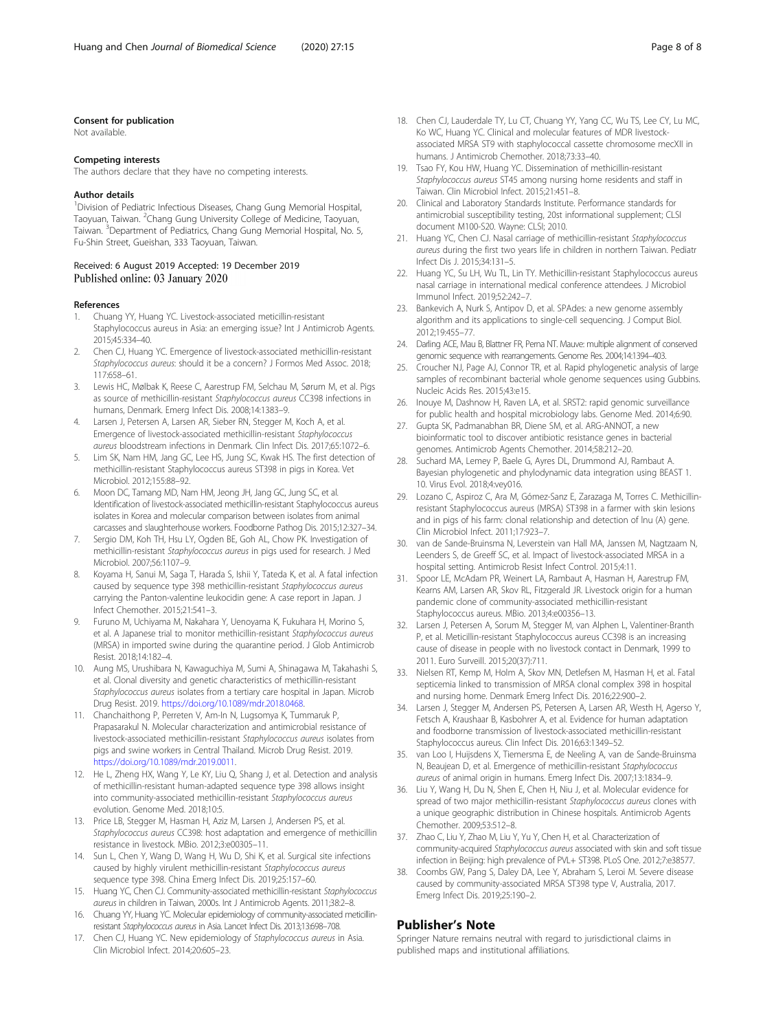### Consent for publication

Not available.

### Competing interests

The authors declare that they have no competing interests.

### Author details

[1]Division of Pediatric Infectious Diseases, Chang Gung Memorial Hospital, Taoyuan, Taiwan. [2]Chang Gung University College of Medicine, Taoyuan, Taiwan. [3]Department of Pediatrics, Chang Gung Memorial Hospital, No. 5, Fu-Shin Street, Gueishan, 333 Taoyuan, Taiwan.

Received: 6 August 2019 Accepted: 19 December 2019
Published online: 03 January 2020

### References

1. Chuang YY, Huang YC. Livestock-associated meticillin-resistant Staphylococcus aureus in Asia: an emerging issue? Int J Antimicrob Agents. 2015;45:334–40.
2. Chen CJ, Huang YC. Emergence of livestock-associated methicillin-resistant *Staphylococcus aureus*: should it be a concern? J Formos Med Assoc. 2018; 117:658–61.
3. Lewis HC, Mølbak K, Reese C, Aarestrup FM, Selchau M, Sørum M, et al. Pigs as source of methicillin-resistant *Staphylococcus aureus* CC398 infections in humans, Denmark. Emerg Infect Dis. 2008;14:1383–9.
4. Larsen J, Petersen A, Larsen AR, Sieber RN, Stegger M, Koch A, et al. Emergence of livestock-associated methicillin-resistant *Staphylococcus aureus* bloodstream infections in Denmark. Clin Infect Dis. 2017;65:1072–6.
5. Lim SK, Nam HM, Jang GC, Lee HS, Jung SC, Kwak HS. The first detection of methicillin-resistant Staphylococcus aureus ST398 in pigs in Korea. Vet Microbiol. 2012;155:88–92.
6. Moon DC, Tamang MD, Nam HM, Jeong JH, Jang GC, Jung SC, et al. Identification of livestock-associated methicillin-resistant Staphylococcus aureus isolates in Korea and molecular comparison between isolates from animal carcasses and slaughterhouse workers. Foodborne Pathog Dis. 2015;12:327–34.
7. Sergio DM, Koh TH, Hsu LY, Ogden BE, Goh AL, Chow PK. Investigation of methicillin-resistant *Staphylococcus aureus* in pigs used for research. J Med Microbiol. 2007;56:1107–9.
8. Koyama H, Sanui M, Saga T, Harada S, Ishii Y, Tateda K, et al. A fatal infection caused by sequence type 398 methicillin-resistant *Staphylococcus aureus* carrying the Panton-valentine leukocidin gene: A case report in Japan. J Infect Chemother. 2015;21:541–3.
9. Furuno M, Uchiyama M, Nakahara Y, Uenoyama K, Fukuhara H, Morino S, et al. A Japanese trial to monitor methicillin-resistant *Staphylococcus aureus* (MRSA) in imported swine during the quarantine period. J Glob Antimicrob Resist. 2018;14:182–4.
10. Aung MS, Urushibara N, Kawaguchiya M, Sumi A, Shinagawa M, Takahashi S, et al. Clonal diversity and genetic characteristics of methicillin-resistant *Staphylococcus aureus* isolates from a tertiary care hospital in Japan. Microb Drug Resist. 2019. https://doi.org/10.1089/mdr.2018.0468.
11. Chanchaithong P, Perreten V, Am-In N, Lugsomya K, Tummaruk P, Prapasarakul N. Molecular characterization and antimicrobial resistance of livestock-associated methicillin-resistant *Staphylococcus aureus* isolates from pigs and swine workers in Central Thailand. Microb Drug Resist. 2019. https://doi.org/10.1089/mdr.2019.0011.
12. He L, Zheng HX, Wang Y, Le KY, Liu Q, Shang J, et al. Detection and analysis of methicillin-resistant human-adapted sequence type 398 allows insight into community-associated methicillin-resistant *Staphylococcus aureus* evolution. Genome Med. 2018;10:5.
13. Price LB, Stegger M, Hasman H, Aziz M, Larsen J, Andersen PS, et al. *Staphylococcus aureus* CC398: host adaptation and emergence of methicillin resistance in livestock. MBio. 2012;3:e00305–11.
14. Sun L, Chen Y, Wang D, Wang H, Wu D, Shi K, et al. Surgical site infections caused by highly virulent methicillin-resistant *Staphylococcus aureus* sequence type 398. China Emerg Infect Dis. 2019;25:157–60.
15. Huang YC, Chen CJ. Community-associated methicillin-resistant *Staphylococcus aureus* in children in Taiwan, 2000s. Int J Antimicrob Agents. 2011;38:2–8.
16. Chuang YY, Huang YC. Molecular epidemiology of community-associated meticillin-resistant *Staphylococcus aureus* in Asia. Lancet Infect Dis. 2013;13:698–708.
17. Chen CJ, Huang YC. New epidemiology of *Staphylococcus aureus* in Asia. Clin Microbiol Infect. 2014;20:605–23.
18. Chen CJ, Lauderdale TY, Lu CT, Chuang YY, Yang CC, Wu TS, Lee CY, Lu MC, Ko WC, Huang YC. Clinical and molecular features of MDR livestock-associated MRSA ST9 with staphylococcal cassette chromosome mecXII in humans. J Antimicrob Chemother. 2018;73:33–40.
19. Tsao FY, Kou HW, Huang YC. Dissemination of methicillin-resistant *Staphylococcus aureus* ST45 among nursing home residents and staff in Taiwan. Clin Microbiol Infect. 2015;21:451–8.
20. Clinical and Laboratory Standards Institute. Performance standards for antimicrobial susceptibility testing, 20st informational supplement; CLSI document M100-S20. Wayne: CLSI; 2010.
21. Huang YC, Chen CJ. Nasal carriage of methicillin-resistant *Staphylococcus aureus* during the first two years life in children in northern Taiwan. Pediatr Infect Dis J. 2015;34:131–5.
22. Huang YC, Su LH, Wu TL, Lin TY. Methicillin-resistant Staphylococcus aureus nasal carriage in international medical conference attendees. J Microbiol Immunol Infect. 2019;52:242–7.
23. Bankevich A, Nurk S, Antipov D, et al. SPAdes: a new genome assembly algorithm and its applications to single-cell sequencing. J Comput Biol. 2012;19:455–77.
24. Darling ACE, Mau B, Blattner FR, Perna NT. Mauve: multiple alignment of conserved genomic sequence with rearrangements. Genome Res. 2004;14:1394–403.
25. Croucher NJ, Page AJ, Connor TR, et al. Rapid phylogenetic analysis of large samples of recombinant bacterial whole genome sequences using Gubbins. Nucleic Acids Res. 2015;43:e15.
26. Inouye M, Dashnow H, Raven LA, et al. SRST2: rapid genomic surveillance for public health and hospital microbiology labs. Genome Med. 2014;6:90.
27. Gupta SK, Padmanabhan BR, Diene SM, et al. ARG-ANNOT, a new bioinformatic tool to discover antibiotic resistance genes in bacterial genomes. Antimicrob Agents Chemother. 2014;58:212–20.
28. Suchard MA, Lemey P, Baele G, Ayres DL, Drummond AJ, Rambaut A. Bayesian phylogenetic and phylodynamic data integration using BEAST 1. 10. Virus Evol. 2018;4:vey016.
29. Lozano C, Aspiroz C, Ara M, Gómez-Sanz E, Zarazaga M, Torres C. Methicillin-resistant Staphylococcus aureus (MRSA) ST398 in a farmer with skin lesions and in pigs of his farm: clonal relationship and detection of lnu (A) gene. Clin Microbiol Infect. 2011;17:923–7.
30. van de Sande-Bruinsma N, Leverstein van Hall MA, Janssen M, Nagtzaam N, Leenders S, de Greeff SC, et al. Impact of livestock-associated MRSA in a hospital setting. Antimicrob Resist Infect Control. 2015;4:11.
31. Spoor LE, McAdam PR, Weinert LA, Rambaut A, Hasman H, Aarestrup FM, Kearns AM, Larsen AR, Skov RL, Fitzgerald JR. Livestock origin for a human pandemic clone of community-associated methicillin-resistant Staphylococcus aureus. MBio. 2013;4:e00356–13.
32. Larsen J, Petersen A, Sorum M, Stegger M, van Alphen L, Valentiner-Branth P, et al. Meticillin-resistant Staphylococcus aureus CC398 is an increasing cause of disease in people with no livestock contact in Denmark, 1999 to 2011. Euro Surveill. 2015;20(37):711.
33. Nielsen RT, Kemp M, Holm A, Skov MN, Detlefsen M, Hasman H, et al. Fatal septicemia linked to transmission of MRSA clonal complex 398 in hospital and nursing home. Denmark Emerg Infect Dis. 2016;22:900–2.
34. Larsen J, Stegger M, Andersen PS, Petersen A, Larsen AR, Westh H, Agerso Y, Fetsch A, Kraushaar B, Kasbohrer A, et al. Evidence for human adaptation and foodborne transmission of livestock-associated methicillin-resistant Staphylococcus aureus. Clin Infect Dis. 2016;63:1349–52.
35. van Loo I, Huijsdens X, Tiemersma E, de Neeling A, van de Sande-Bruinsma N, Beaujean D, et al. Emergence of methicillin-resistant *Staphylococcus aureus* of animal origin in humans. Emerg Infect Dis. 2007;13:1834–9.
36. Liu Y, Wang H, Du N, Shen E, Chen H, Niu J, et al. Molecular evidence for spread of two major methicillin-resistant *Staphylococcus aureus* clones with a unique geographic distribution in Chinese hospitals. Antimicrob Agents Chemother. 2009;53:512–8.
37. Zhao C, Liu Y, Zhao M, Liu Y, Yu Y, Chen H, et al. Characterization of community-acquired *Staphylococcus aureus* associated with skin and soft tissue infection in Beijing: high prevalence of PVL+ ST398. PLoS One. 2012;7:e38577.
38. Coombs GW, Pang S, Daley DA, Lee Y, Abraham S, Leroi M. Severe disease caused by community-associated MRSA ST398 type V, Australia, 2017. Emerg Infect Dis. 2019;25:190–2.

## Publisher's Note

Springer Nature remains neutral with regard to jurisdictional claims in published maps and institutional affiliations.